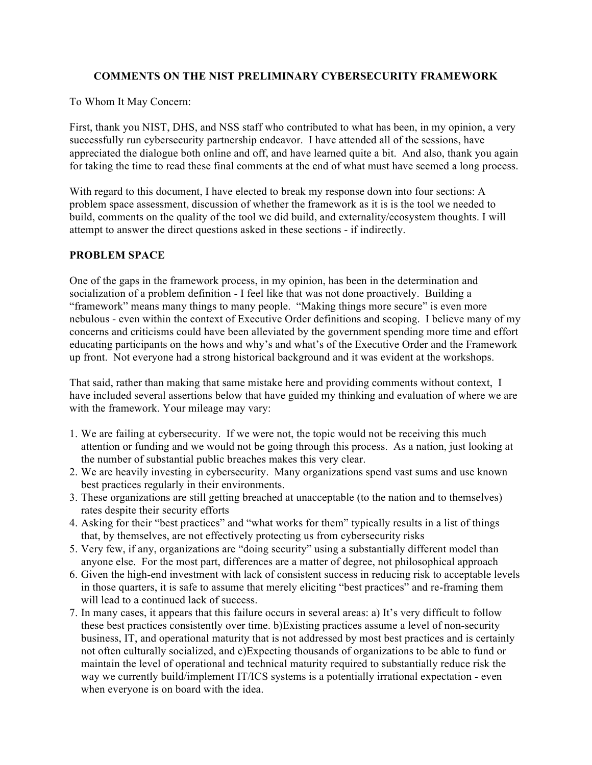# COMMENTS ON THE NIST PRELIMINARY CYBERSECURITY FRAMEWORK

To Whom It May Concern:

First, thank you NIST, DHS, and NSS staff who contributed to what has been, in my opinion, a very successfully run cybersecurity partnership endeavor. I have attended all of the sessions, have appreciated the dialogue both online and off, and have learned quite a bit. And also, thank you again for taking the time to read these final comments at the end of what must have seemed a long process.

With regard to this document, I have elected to break my response down into four sections: A problem space assessment, discussion of whether the framework as it is is the tool we needed to build, comments on the quality of the tool we did build, and externality/ecosystem thoughts. I will attempt to answer the direct questions asked in these sections - if indirectly.

## PROBLEM SPACE

One of the gaps in the framework process, in my opinion, has been in the determination and socialization of a problem definition - I feel like that was not done proactively. Building a "framework" means many things to many people. "Making things more secure" is even more nebulous - even within the context of Executive Order definitions and scoping. I believe many of my concerns and criticisms could have been alleviated by the government spending more time and effort educating participants on the hows and why's and what's of the Executive Order and the Framework up front. Not everyone had a strong historical background and it was evident at the workshops.

That said, rather than making that same mistake here and providing comments without context, I have included several assertions below that have guided my thinking and evaluation of where we are with the framework. Your mileage may vary:

1. We are failing at cybersecurity. If we were not, the topic would not be receiving this much attention or funding and we would not be going through this process. As a nation, just looking at the number of substantial public breaches makes this very clear.
2. We are heavily investing in cybersecurity. Many organizations spend vast sums and use known best practices regularly in their environments.
3. These organizations are still getting breached at unacceptable (to the nation and to themselves) rates despite their security efforts
4. Asking for their "best practices" and "what works for them" typically results in a list of things that, by themselves, are not effectively protecting us from cybersecurity risks
5. Very few, if any, organizations are "doing security" using a substantially different model than anyone else. For the most part, differences are a matter of degree, not philosophical approach
6. Given the high-end investment with lack of consistent success in reducing risk to acceptable levels in those quarters, it is safe to assume that merely eliciting "best practices" and re-framing them will lead to a continued lack of success.
7. In many cases, it appears that this failure occurs in several areas: a) It's very difficult to follow these best practices consistently over time. b)Existing practices assume a level of non-security business, IT, and operational maturity that is not addressed by most best practices and is certainly not often culturally socialized, and c)Expecting thousands of organizations to be able to fund or maintain the level of operational and technical maturity required to substantially reduce risk the way we currently build/implement IT/ICS systems is a potentially irrational expectation - even when everyone is on board with the idea.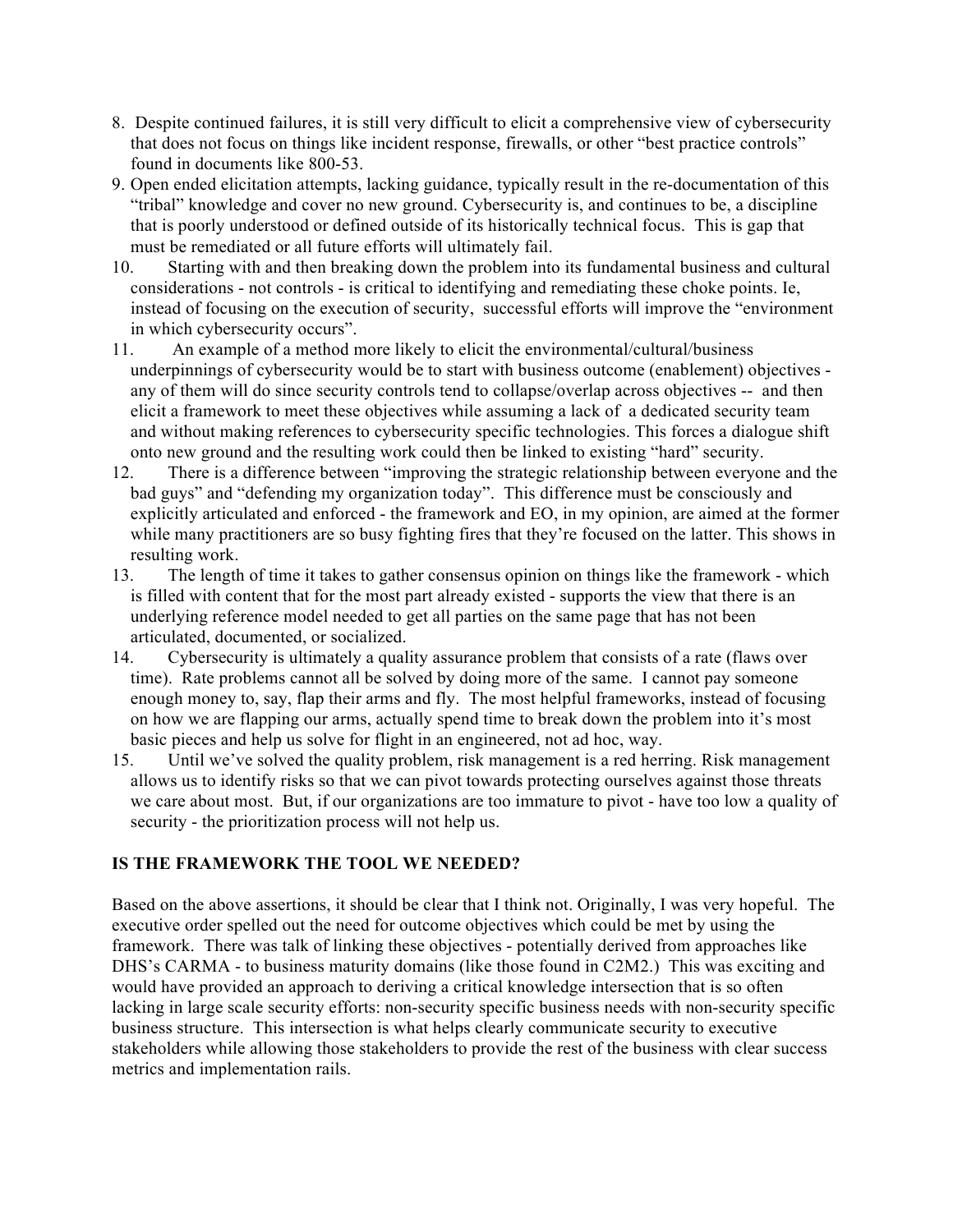8. Despite continued failures, it is still very difficult to elicit a comprehensive view of cybersecurity that does not focus on things like incident response, firewalls, or other "best practice controls" found in documents like 800-53.
9. Open ended elicitation attempts, lacking guidance, typically result in the re-documentation of this "tribal" knowledge and cover no new ground. Cybersecurity is, and continues to be, a discipline that is poorly understood or defined outside of its historically technical focus. This is gap that must be remediated or all future efforts will ultimately fail.
10. Starting with and then breaking down the problem into its fundamental business and cultural considerations - not controls - is critical to identifying and remediating these choke points. Ie, instead of focusing on the execution of security, successful efforts will improve the "environment in which cybersecurity occurs".
11. An example of a method more likely to elicit the environmental/cultural/business underpinnings of cybersecurity would be to start with business outcome (enablement) objectives - any of them will do since security controls tend to collapse/overlap across objectives -- and then elicit a framework to meet these objectives while assuming a lack of a dedicated security team and without making references to cybersecurity specific technologies. This forces a dialogue shift onto new ground and the resulting work could then be linked to existing "hard" security.
12. There is a difference between "improving the strategic relationship between everyone and the bad guys" and "defending my organization today". This difference must be consciously and explicitly articulated and enforced - the framework and EO, in my opinion, are aimed at the former while many practitioners are so busy fighting fires that they're focused on the latter. This shows in resulting work.
13. The length of time it takes to gather consensus opinion on things like the framework - which is filled with content that for the most part already existed - supports the view that there is an underlying reference model needed to get all parties on the same page that has not been articulated, documented, or socialized.
14. Cybersecurity is ultimately a quality assurance problem that consists of a rate (flaws over time). Rate problems cannot all be solved by doing more of the same. I cannot pay someone enough money to, say, flap their arms and fly. The most helpful frameworks, instead of focusing on how we are flapping our arms, actually spend time to break down the problem into it's most basic pieces and help us solve for flight in an engineered, not ad hoc, way.
15. Until we've solved the quality problem, risk management is a red herring. Risk management allows us to identify risks so that we can pivot towards protecting ourselves against those threats we care about most. But, if our organizations are too immature to pivot - have too low a quality of security - the prioritization process will not help us.

## IS THE FRAMEWORK THE TOOL WE NEEDED?

Based on the above assertions, it should be clear that I think not. Originally, I was very hopeful. The executive order spelled out the need for outcome objectives which could be met by using the framework. There was talk of linking these objectives - potentially derived from approaches like DHS's CARMA - to business maturity domains (like those found in C2M2.) This was exciting and would have provided an approach to deriving a critical knowledge intersection that is so often lacking in large scale security efforts: non-security specific business needs with non-security specific business structure. This intersection is what helps clearly communicate security to executive stakeholders while allowing those stakeholders to provide the rest of the business with clear success metrics and implementation rails.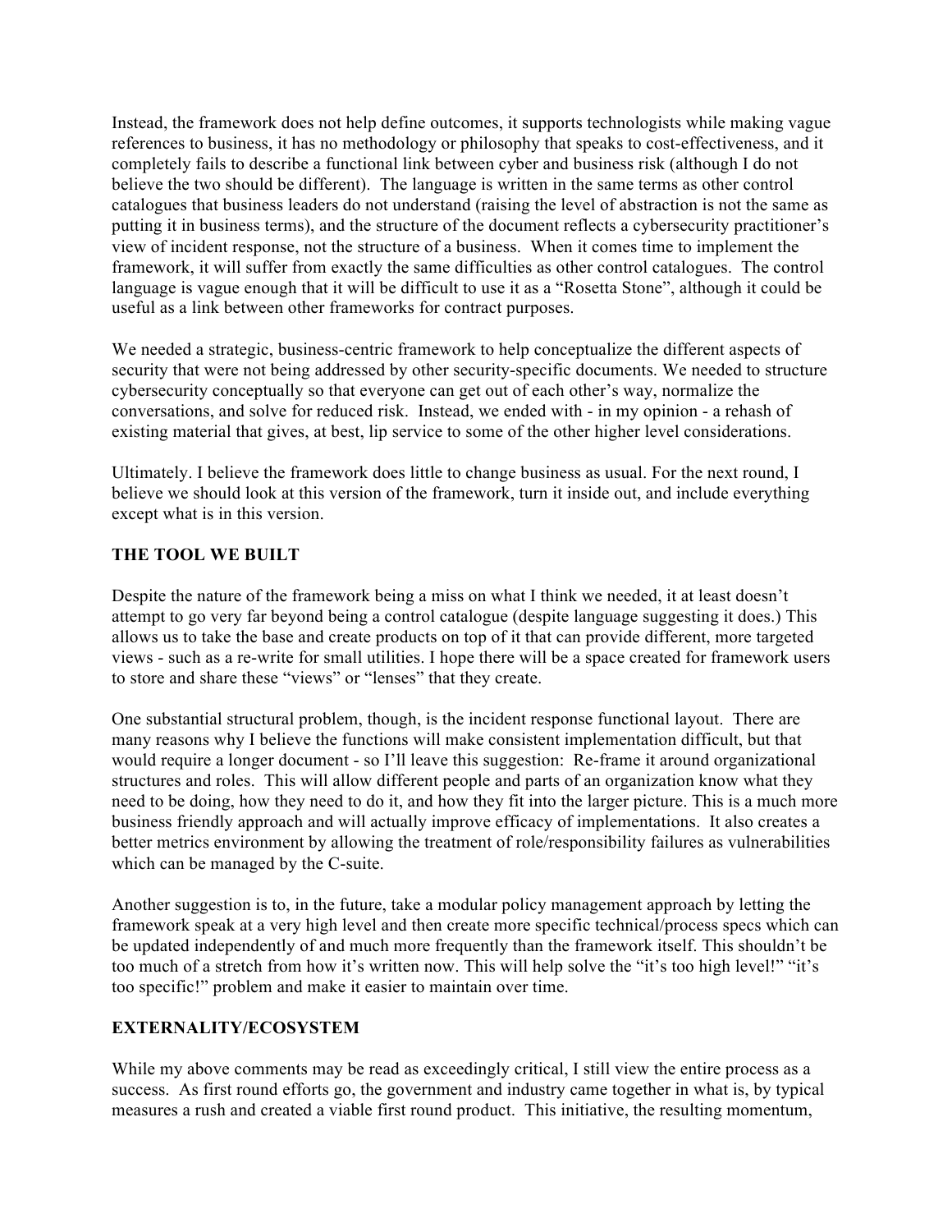Instead, the framework does not help define outcomes, it supports technologists while making vague references to business, it has no methodology or philosophy that speaks to cost-effectiveness, and it completely fails to describe a functional link between cyber and business risk (although I do not believe the two should be different). The language is written in the same terms as other control catalogues that business leaders do not understand (raising the level of abstraction is not the same as putting it in business terms), and the structure of the document reflects a cybersecurity practitioner's view of incident response, not the structure of a business. When it comes time to implement the framework, it will suffer from exactly the same difficulties as other control catalogues. The control language is vague enough that it will be difficult to use it as a "Rosetta Stone", although it could be useful as a link between other frameworks for contract purposes.

We needed a strategic, business-centric framework to help conceptualize the different aspects of security that were not being addressed by other security-specific documents. We needed to structure cybersecurity conceptually so that everyone can get out of each other's way, normalize the conversations, and solve for reduced risk. Instead, we ended with - in my opinion - a rehash of existing material that gives, at best, lip service to some of the other higher level considerations.

Ultimately. I believe the framework does little to change business as usual. For the next round, I believe we should look at this version of the framework, turn it inside out, and include everything except what is in this version.

## THE TOOL WE BUILT

Despite the nature of the framework being a miss on what I think we needed, it at least doesn't attempt to go very far beyond being a control catalogue (despite language suggesting it does.) This allows us to take the base and create products on top of it that can provide different, more targeted views - such as a re-write for small utilities. I hope there will be a space created for framework users to store and share these "views" or "lenses" that they create.

One substantial structural problem, though, is the incident response functional layout. There are many reasons why I believe the functions will make consistent implementation difficult, but that would require a longer document - so I'll leave this suggestion: Re-frame it around organizational structures and roles. This will allow different people and parts of an organization know what they need to be doing, how they need to do it, and how they fit into the larger picture. This is a much more business friendly approach and will actually improve efficacy of implementations. It also creates a better metrics environment by allowing the treatment of role/responsibility failures as vulnerabilities which can be managed by the C-suite.

Another suggestion is to, in the future, take a modular policy management approach by letting the framework speak at a very high level and then create more specific technical/process specs which can be updated independently of and much more frequently than the framework itself. This shouldn't be too much of a stretch from how it's written now. This will help solve the "it's too high level!" "it's too specific!" problem and make it easier to maintain over time.

## EXTERNALITY/ECOSYSTEM

While my above comments may be read as exceedingly critical, I still view the entire process as a success. As first round efforts go, the government and industry came together in what is, by typical measures a rush and created a viable first round product. This initiative, the resulting momentum,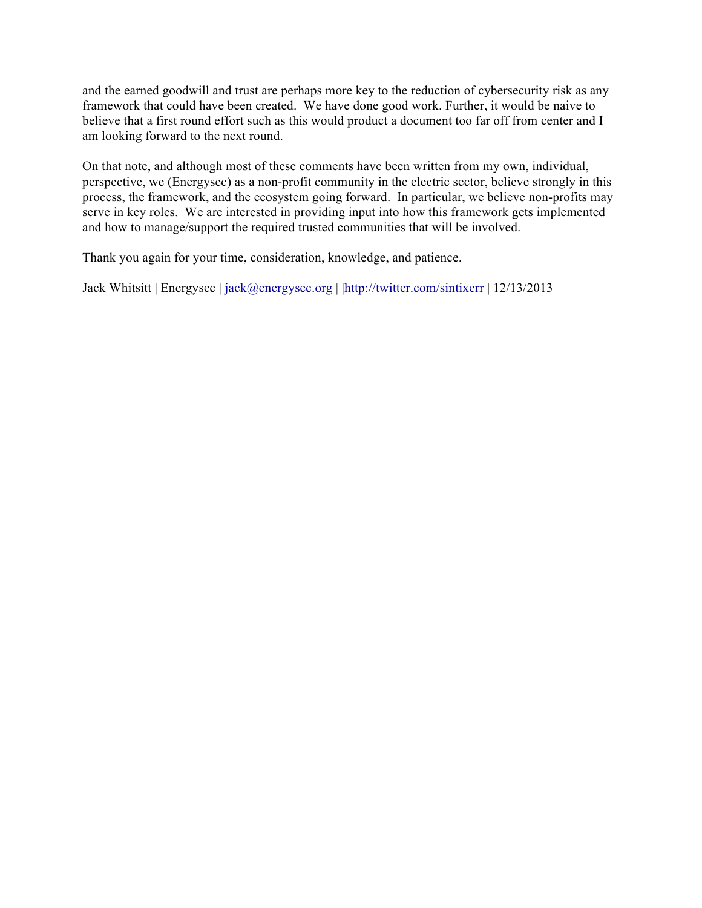and the earned goodwill and trust are perhaps more key to the reduction of cybersecurity risk as any framework that could have been created. We have done good work. Further, it would be naive to believe that a first round effort such as this would product a document too far off from center and I am looking forward to the next round.

On that note, and although most of these comments have been written from my own, individual, perspective, we (Energysec) as a non-profit community in the electric sector, believe strongly in this process, the framework, and the ecosystem going forward. In particular, we believe non-profits may serve in key roles. We are interested in providing input into how this framework gets implemented and how to manage/support the required trusted communities that will be involved.

Thank you again for your time, consideration, knowledge, and patience.

Jack Whitsitt | Energysec | jack@energysec.org | |http://twitter.com/sintixerr | 12/13/2013